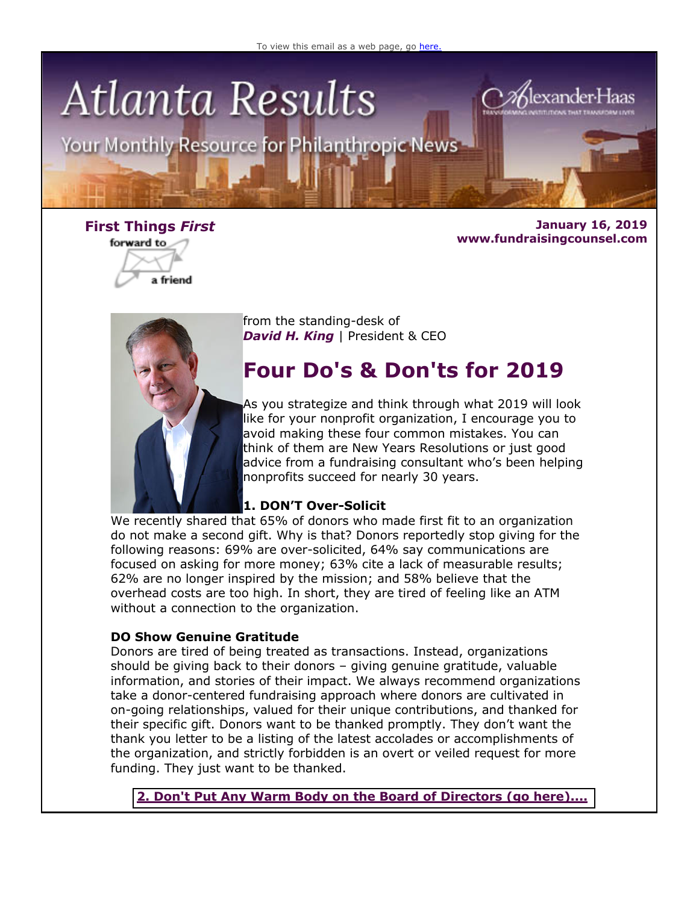To view this email as a web page, go here.

# Atlanta Results

Your Monthly Resource for Philanthropic News

**First Things *First***

forward to a friend

**January 16, 2019**
**www.fundraisingcounsel.com**

from the standing-desk of
***David H. King*** | President & CEO

## Four Do's & Don'ts for 2019

As you strategize and think through what 2019 will look like for your nonprofit organization, I encourage you to avoid making these four common mistakes. You can think of them are New Years Resolutions or just good advice from a fundraising consultant who's been helping nonprofits succeed for nearly 30 years.

**1. DON'T Over-Solicit**

We recently shared that 65% of donors who made first fit to an organization do not make a second gift. Why is that? Donors reportedly stop giving for the following reasons: 69% are over-solicited, 64% say communications are focused on asking for more money; 63% cite a lack of measurable results; 62% are no longer inspired by the mission; and 58% believe that the overhead costs are too high. In short, they are tired of feeling like an ATM without a connection to the organization.

**DO Show Genuine Gratitude**

Donors are tired of being treated as transactions. Instead, organizations should be giving back to their donors – giving genuine gratitude, valuable information, and stories of their impact. We always recommend organizations take a donor-centered fundraising approach where donors are cultivated in on-going relationships, valued for their unique contributions, and thanked for their specific gift. Donors want to be thanked promptly. They don't want the thank you letter to be a listing of the latest accolades or accomplishments of the organization, and strictly forbidden is an overt or veiled request for more funding. They just want to be thanked.

**2. Don't Put Any Warm Body on the Board of Directors (go here)....**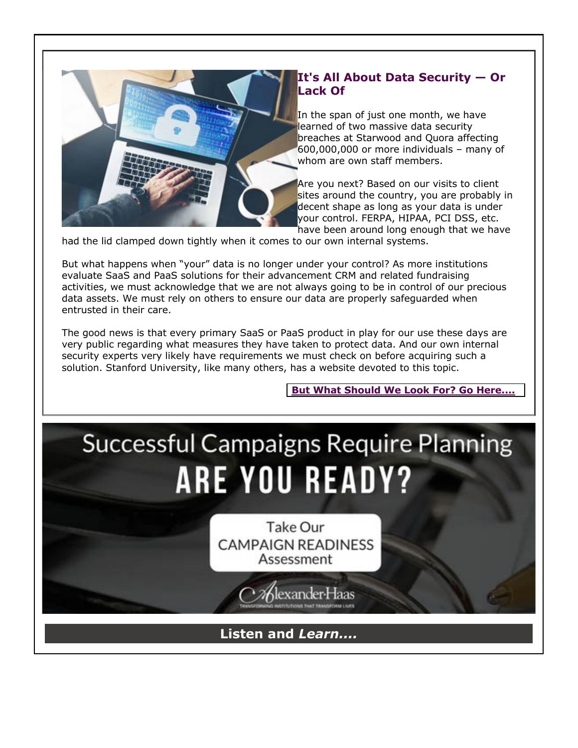## It's All About Data Security — Or Lack Of

In the span of just one month, we have learned of two massive data security breaches at Starwood and Quora affecting 600,000,000 or more individuals – many of whom are own staff members.

Are you next? Based on our visits to client sites around the country, you are probably in decent shape as long as your data is under your control. FERPA, HIPAA, PCI DSS, etc. have been around long enough that we have had the lid clamped down tightly when it comes to our own internal systems.

But what happens when "your" data is no longer under your control? As more institutions evaluate SaaS and PaaS solutions for their advancement CRM and related fundraising activities, we must acknowledge that we are not always going to be in control of our precious data assets. We must rely on others to ensure our data are properly safeguarded when entrusted in their care.

The good news is that every primary SaaS or PaaS product in play for our use these days are very public regarding what measures they have taken to protect data. And our own internal security experts very likely have requirements we must check on before acquiring such a solution. Stanford University, like many others, has a website devoted to this topic.

**But What Should We Look For? Go Here....**

Successful Campaigns Require Planning

**ARE YOU READY?**

Take Our CAMPAIGN READINESS Assessment

AlexanderHaas

TRANSFORMING INSTITUTIONS THAT TRANSFORM LIVES

## Listen and *Learn....*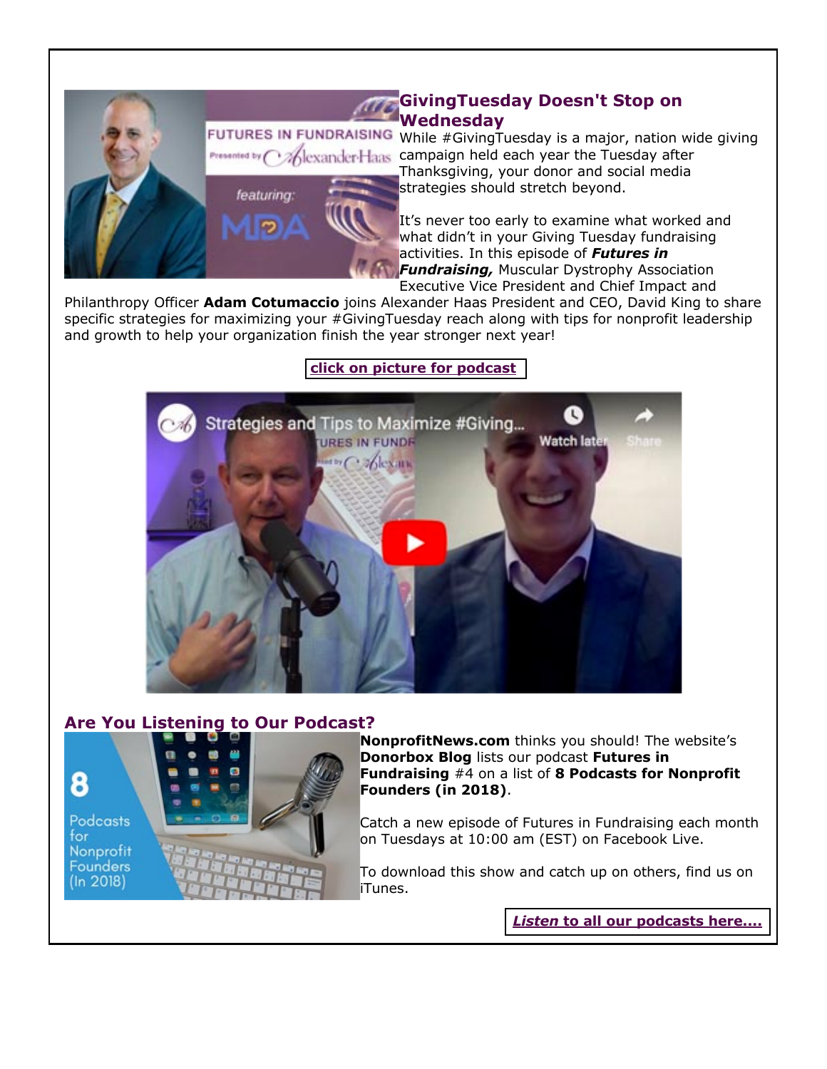## GivingTuesday Doesn't Stop on Wednesday

While #GivingTuesday is a major, nation wide giving campaign held each year the Tuesday after Thanksgiving, your donor and social media strategies should stretch beyond.

It's never too early to examine what worked and what didn't in your Giving Tuesday fundraising activities. In this episode of ***Futures in Fundraising,*** Muscular Dystrophy Association Executive Vice President and Chief Impact and Philanthropy Officer **Adam Cotumaccio** joins Alexander Haas President and CEO, David King to share specific strategies for maximizing your #GivingTuesday reach along with tips for nonprofit leadership and growth to help your organization finish the year stronger next year!

**click on picture for podcast**

## Are You Listening to Our Podcast?

**NonprofitNews.com** thinks you should! The website's **Donorbox Blog** lists our podcast **Futures in Fundraising** #4 on a list of **8 Podcasts for Nonprofit Founders (in 2018)**.

Catch a new episode of Futures in Fundraising each month on Tuesdays at 10:00 am (EST) on Facebook Live.

To download this show and catch up on others, find us on iTunes.

***Listen* to all our podcasts here....**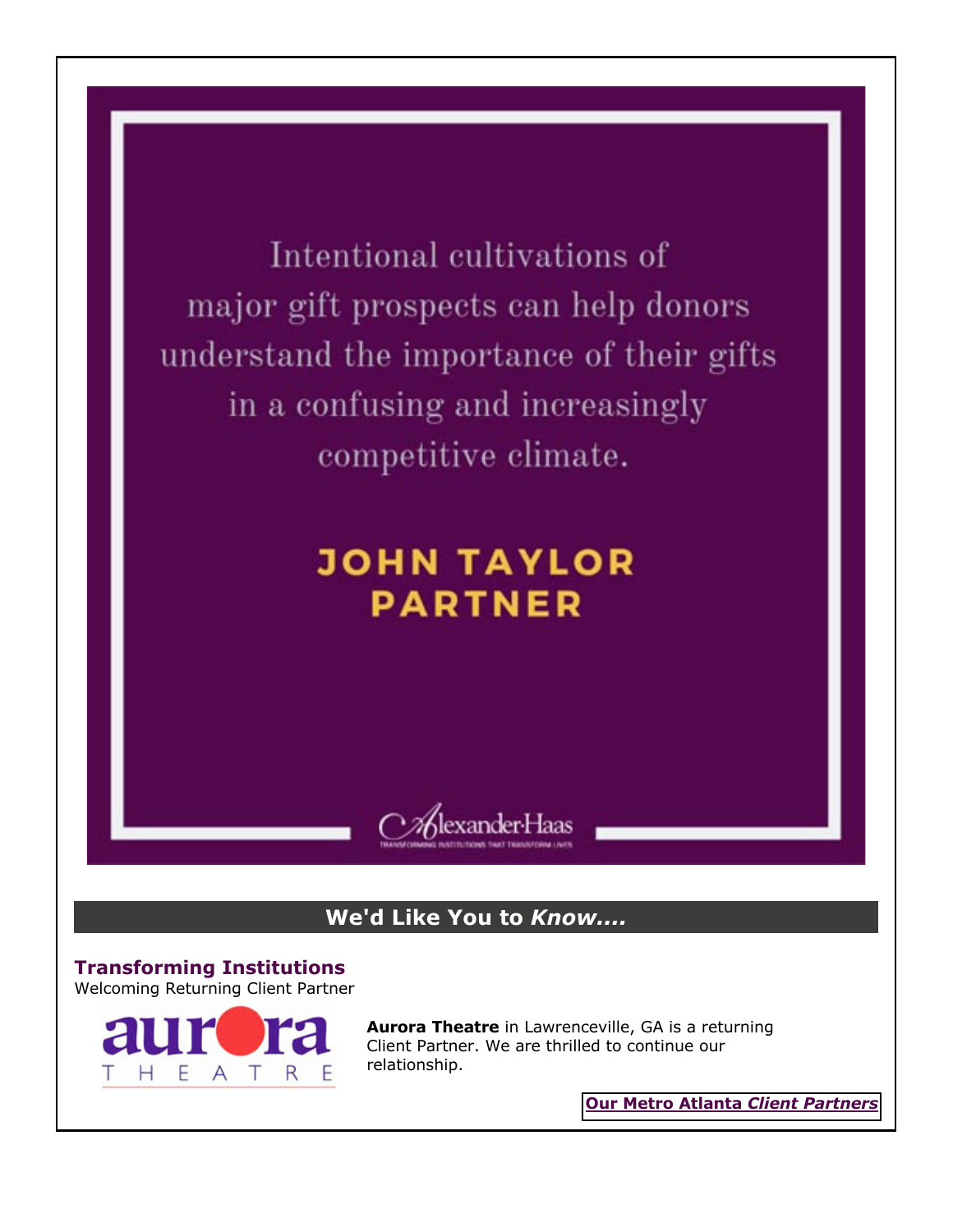Intentional cultivations of major gift prospects can help donors understand the importance of their gifts in a confusing and increasingly competitive climate.

**JOHN TAYLOR**
**PARTNER**

AlexanderHaas
TRANSFORMING INSTITUTIONS THAT TRANSFORM LIVES

## We'd Like You to *Know....*

### Transforming Institutions

Welcoming Returning Client Partner

aurora THEATRE

**Aurora Theatre** in Lawrenceville, GA is a returning Client Partner. We are thrilled to continue our relationship.

**Our Metro Atlanta *Client Partners***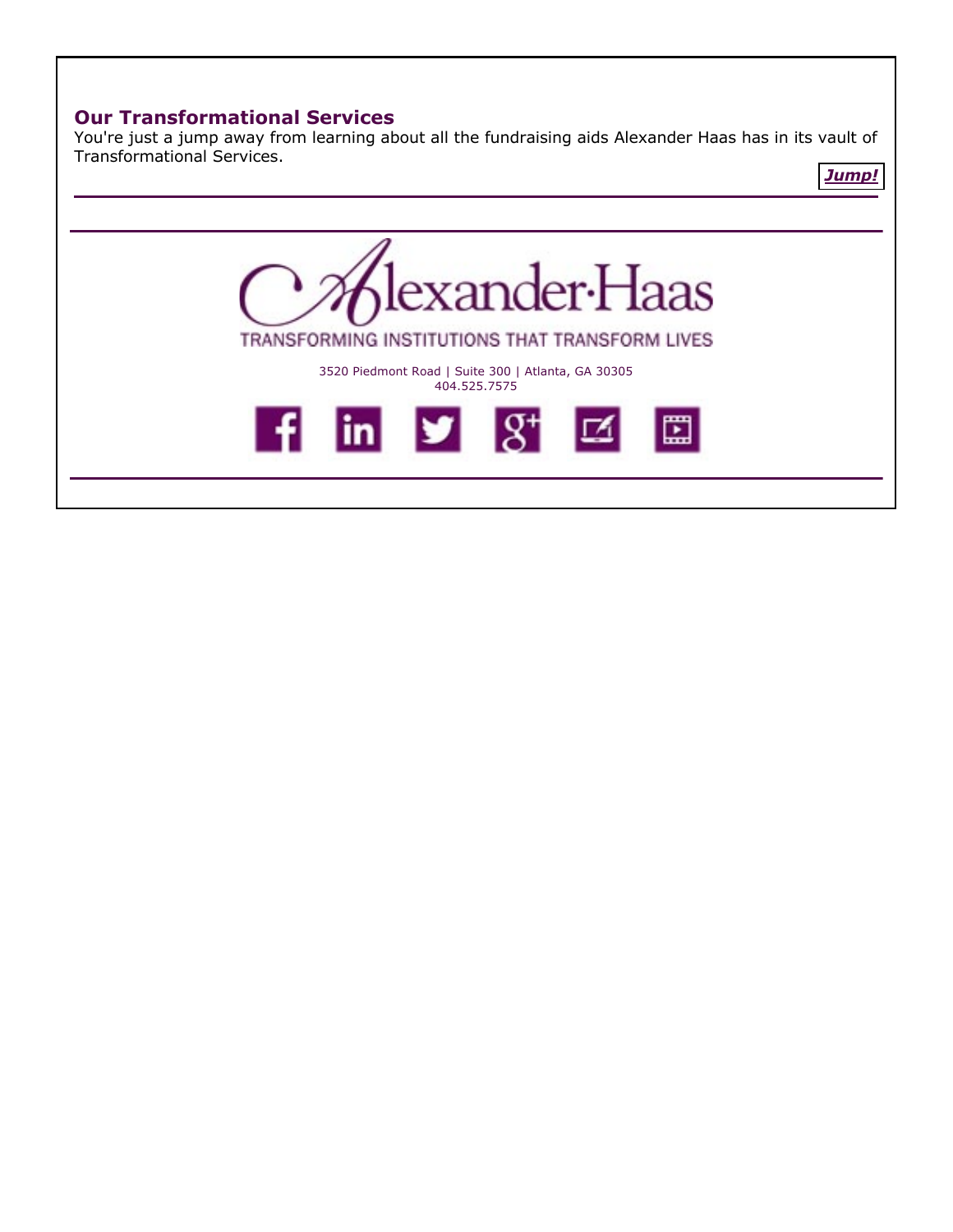### Our Transformational Services

You're just a jump away from learning about all the fundraising aids Alexander Haas has in its vault of Transformational Services.

***Jump!***

---

Alexander·Haas

TRANSFORMING INSTITUTIONS THAT TRANSFORM LIVES

3520 Piedmont Road | Suite 300 | Atlanta, GA 30305
404.525.7575

---